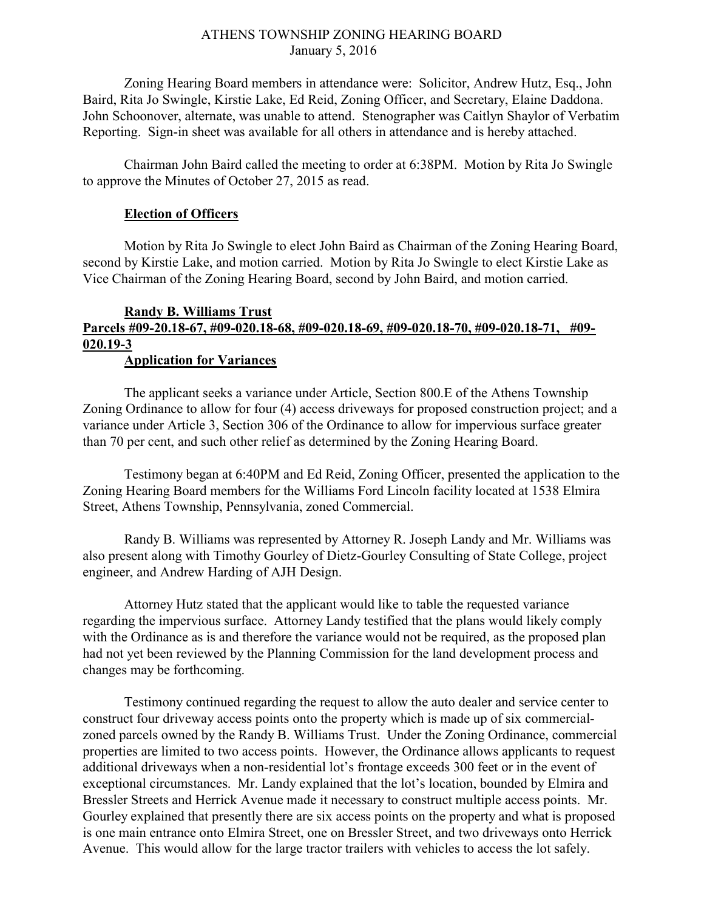# ATHENS TOWNSHIP ZONING HEARING BOARD
January 5, 2016

Zoning Hearing Board members in attendance were: Solicitor, Andrew Hutz, Esq., John Baird, Rita Jo Swingle, Kirstie Lake, Ed Reid, Zoning Officer, and Secretary, Elaine Daddona. John Schoonover, alternate, was unable to attend. Stenographer was Caitlyn Shaylor of Verbatim Reporting. Sign-in sheet was available for all others in attendance and is hereby attached.

Chairman John Baird called the meeting to order at 6:38PM. Motion by Rita Jo Swingle to approve the Minutes of October 27, 2015 as read.

**Election of Officers**

Motion by Rita Jo Swingle to elect John Baird as Chairman of the Zoning Hearing Board, second by Kirstie Lake, and motion carried. Motion by Rita Jo Swingle to elect Kirstie Lake as Vice Chairman of the Zoning Hearing Board, second by John Baird, and motion carried.

**Randy B. Williams Trust**
**Parcels #09-20.18-67, #09-020.18-68, #09-020.18-69, #09-020.18-70, #09-020.18-71, #09-020.19-3**
**Application for Variances**

The applicant seeks a variance under Article, Section 800.E of the Athens Township Zoning Ordinance to allow for four (4) access driveways for proposed construction project; and a variance under Article 3, Section 306 of the Ordinance to allow for impervious surface greater than 70 per cent, and such other relief as determined by the Zoning Hearing Board.

Testimony began at 6:40PM and Ed Reid, Zoning Officer, presented the application to the Zoning Hearing Board members for the Williams Ford Lincoln facility located at 1538 Elmira Street, Athens Township, Pennsylvania, zoned Commercial.

Randy B. Williams was represented by Attorney R. Joseph Landy and Mr. Williams was also present along with Timothy Gourley of Dietz-Gourley Consulting of State College, project engineer, and Andrew Harding of AJH Design.

Attorney Hutz stated that the applicant would like to table the requested variance regarding the impervious surface. Attorney Landy testified that the plans would likely comply with the Ordinance as is and therefore the variance would not be required, as the proposed plan had not yet been reviewed by the Planning Commission for the land development process and changes may be forthcoming.

Testimony continued regarding the request to allow the auto dealer and service center to construct four driveway access points onto the property which is made up of six commercial-zoned parcels owned by the Randy B. Williams Trust. Under the Zoning Ordinance, commercial properties are limited to two access points. However, the Ordinance allows applicants to request additional driveways when a non-residential lot's frontage exceeds 300 feet or in the event of exceptional circumstances. Mr. Landy explained that the lot's location, bounded by Elmira and Bressler Streets and Herrick Avenue made it necessary to construct multiple access points. Mr. Gourley explained that presently there are six access points on the property and what is proposed is one main entrance onto Elmira Street, one on Bressler Street, and two driveways onto Herrick Avenue. This would allow for the large tractor trailers with vehicles to access the lot safely.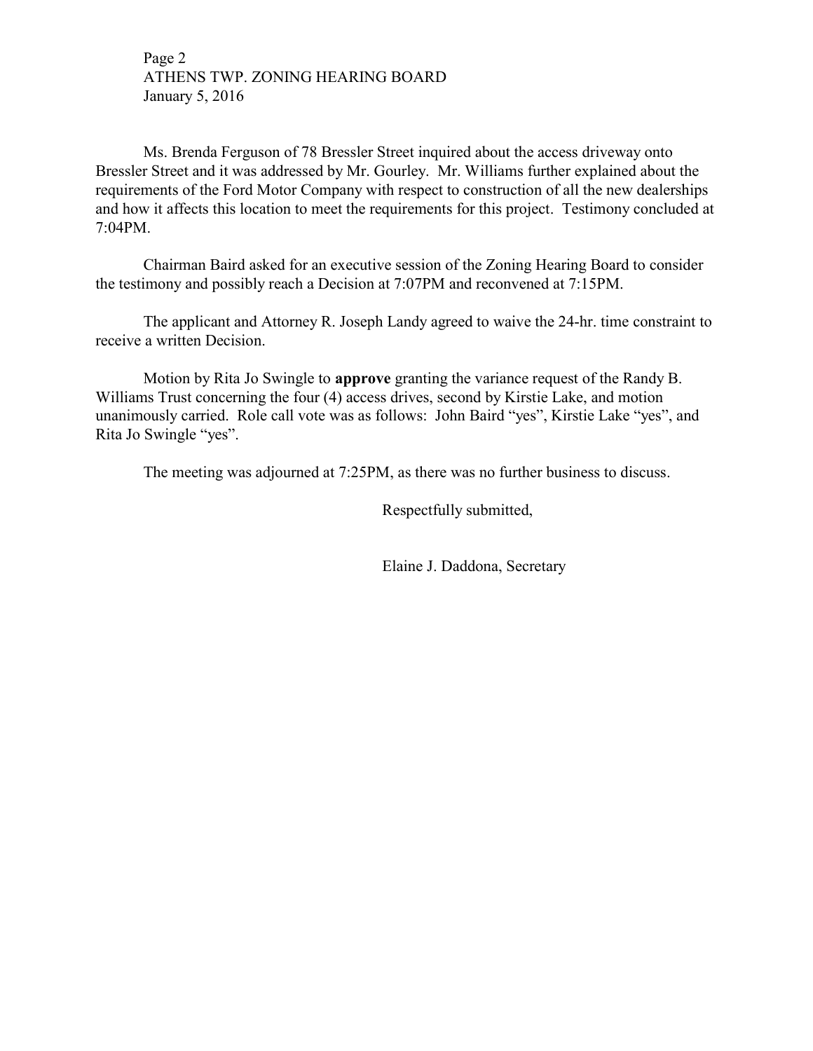Ms. Brenda Ferguson of 78 Bressler Street inquired about the access driveway onto Bressler Street and it was addressed by Mr. Gourley. Mr. Williams further explained about the requirements of the Ford Motor Company with respect to construction of all the new dealerships and how it affects this location to meet the requirements for this project. Testimony concluded at 7:04PM.

Chairman Baird asked for an executive session of the Zoning Hearing Board to consider the testimony and possibly reach a Decision at 7:07PM and reconvened at 7:15PM.

The applicant and Attorney R. Joseph Landy agreed to waive the 24-hr. time constraint to receive a written Decision.

Motion by Rita Jo Swingle to **approve** granting the variance request of the Randy B. Williams Trust concerning the four (4) access drives, second by Kirstie Lake, and motion unanimously carried. Role call vote was as follows: John Baird "yes", Kirstie Lake "yes", and Rita Jo Swingle "yes".

The meeting was adjourned at 7:25PM, as there was no further business to discuss.

Respectfully submitted,

Elaine J. Daddona, Secretary